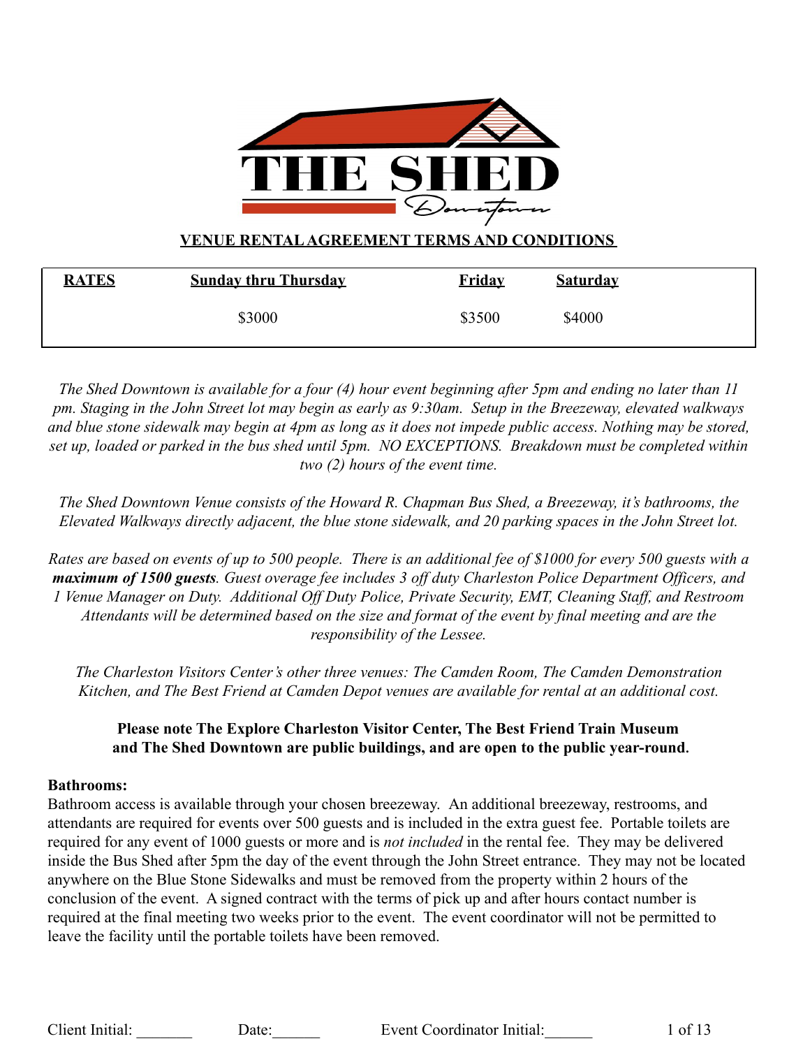# THE SHED Downtown

## VENUE RENTAL AGREEMENT TERMS AND CONDITIONS

| **RATES** | **Sunday thru Thursday** | **Friday** | **Saturday** |
|---|---|---|---|
| | $3000 | $3500 | $4000 |

*The Shed Downtown is available for a four (4) hour event beginning after 5pm and ending no later than 11 pm. Staging in the John Street lot may begin as early as 9:30am. Setup in the Breezeway, elevated walkways and blue stone sidewalk may begin at 4pm as long as it does not impede public access. Nothing may be stored, set up, loaded or parked in the bus shed until 5pm. NO EXCEPTIONS. Breakdown must be completed within two (2) hours of the event time.*

*The Shed Downtown Venue consists of the Howard R. Chapman Bus Shed, a Breezeway, it's bathrooms, the Elevated Walkways directly adjacent, the blue stone sidewalk, and 20 parking spaces in the John Street lot.*

*Rates are based on events of up to 500 people. There is an additional fee of $1000 for every 500 guests with a* ***maximum of 1500 guests****. Guest overage fee includes 3 off duty Charleston Police Department Officers, and 1 Venue Manager on Duty. Additional Off Duty Police, Private Security, EMT, Cleaning Staff, and Restroom Attendants will be determined based on the size and format of the event by final meeting and are the responsibility of the Lessee.*

*The Charleston Visitors Center's other three venues: The Camden Room, The Camden Demonstration Kitchen, and The Best Friend at Camden Depot venues are available for rental at an additional cost.*

**Please note The Explore Charleston Visitor Center, The Best Friend Train Museum and The Shed Downtown are public buildings, and are open to the public year-round.**

**Bathrooms:**
Bathroom access is available through your chosen breezeway. An additional breezeway, restrooms, and attendants are required for events over 500 guests and is included in the extra guest fee. Portable toilets are required for any event of 1000 guests or more and is *not included* in the rental fee. They may be delivered inside the Bus Shed after 5pm the day of the event through the John Street entrance. They may not be located anywhere on the Blue Stone Sidewalks and must be removed from the property within 2 hours of the conclusion of the event. A signed contract with the terms of pick up and after hours contact number is required at the final meeting two weeks prior to the event. The event coordinator will not be permitted to leave the facility until the portable toilets have been removed.

Client Initial: _______ Date:______ Event Coordinator Initial:______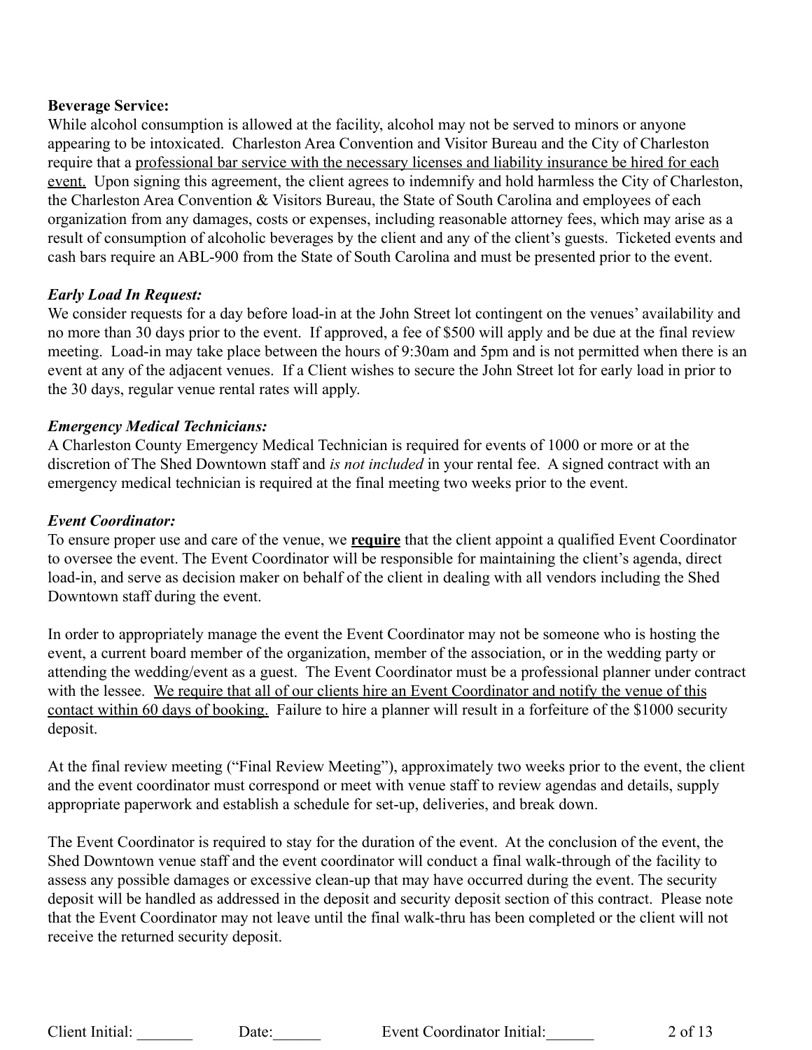**Beverage Service:**

While alcohol consumption is allowed at the facility, alcohol may not be served to minors or anyone appearing to be intoxicated. Charleston Area Convention and Visitor Bureau and the City of Charleston require that a professional bar service with the necessary licenses and liability insurance be hired for each event. Upon signing this agreement, the client agrees to indemnify and hold harmless the City of Charleston, the Charleston Area Convention & Visitors Bureau, the State of South Carolina and employees of each organization from any damages, costs or expenses, including reasonable attorney fees, which may arise as a result of consumption of alcoholic beverages by the client and any of the client's guests. Ticketed events and cash bars require an ABL-900 from the State of South Carolina and must be presented prior to the event.

***Early Load In Request:***

We consider requests for a day before load-in at the John Street lot contingent on the venues' availability and no more than 30 days prior to the event. If approved, a fee of $500 will apply and be due at the final review meeting. Load-in may take place between the hours of 9:30am and 5pm and is not permitted when there is an event at any of the adjacent venues. If a Client wishes to secure the John Street lot for early load in prior to the 30 days, regular venue rental rates will apply.

***Emergency Medical Technicians:***

A Charleston County Emergency Medical Technician is required for events of 1000 or more or at the discretion of The Shed Downtown staff and *is not included* in your rental fee. A signed contract with an emergency medical technician is required at the final meeting two weeks prior to the event.

***Event Coordinator:***

To ensure proper use and care of the venue, we **require** that the client appoint a qualified Event Coordinator to oversee the event. The Event Coordinator will be responsible for maintaining the client's agenda, direct load-in, and serve as decision maker on behalf of the client in dealing with all vendors including the Shed Downtown staff during the event.

In order to appropriately manage the event the Event Coordinator may not be someone who is hosting the event, a current board member of the organization, member of the association, or in the wedding party or attending the wedding/event as a guest. The Event Coordinator must be a professional planner under contract with the lessee. We require that all of our clients hire an Event Coordinator and notify the venue of this contact within 60 days of booking. Failure to hire a planner will result in a forfeiture of the $1000 security deposit.

At the final review meeting ("Final Review Meeting"), approximately two weeks prior to the event, the client and the event coordinator must correspond or meet with venue staff to review agendas and details, supply appropriate paperwork and establish a schedule for set-up, deliveries, and break down.

The Event Coordinator is required to stay for the duration of the event. At the conclusion of the event, the Shed Downtown venue staff and the event coordinator will conduct a final walk-through of the facility to assess any possible damages or excessive clean-up that may have occurred during the event. The security deposit will be handled as addressed in the deposit and security deposit section of this contract. Please note that the Event Coordinator may not leave until the final walk-thru has been completed or the client will not receive the returned security deposit.

Client Initial: _______ Date:______ Event Coordinator Initial:______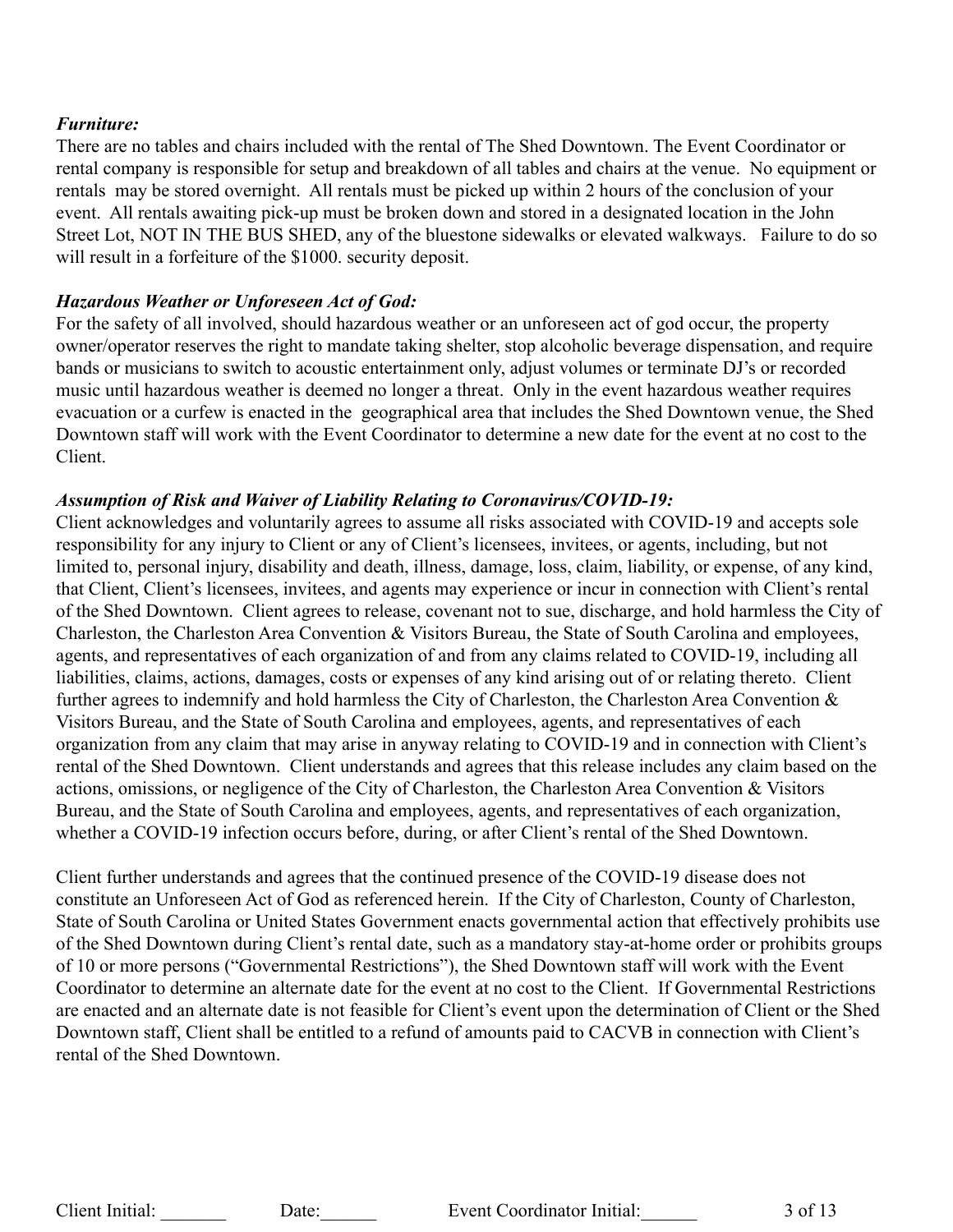***Furniture:***

There are no tables and chairs included with the rental of The Shed Downtown. The Event Coordinator or rental company is responsible for setup and breakdown of all tables and chairs at the venue. No equipment or rentals may be stored overnight. All rentals must be picked up within 2 hours of the conclusion of your event. All rentals awaiting pick-up must be broken down and stored in a designated location in the John Street Lot, NOT IN THE BUS SHED, any of the bluestone sidewalks or elevated walkways. Failure to do so will result in a forfeiture of the $1000. security deposit.

***Hazardous Weather or Unforeseen Act of God:***

For the safety of all involved, should hazardous weather or an unforeseen act of god occur, the property owner/operator reserves the right to mandate taking shelter, stop alcoholic beverage dispensation, and require bands or musicians to switch to acoustic entertainment only, adjust volumes or terminate DJ's or recorded music until hazardous weather is deemed no longer a threat. Only in the event hazardous weather requires evacuation or a curfew is enacted in the geographical area that includes the Shed Downtown venue, the Shed Downtown staff will work with the Event Coordinator to determine a new date for the event at no cost to the Client.

***Assumption of Risk and Waiver of Liability Relating to Coronavirus/COVID-19:***

Client acknowledges and voluntarily agrees to assume all risks associated with COVID-19 and accepts sole responsibility for any injury to Client or any of Client's licensees, invitees, or agents, including, but not limited to, personal injury, disability and death, illness, damage, loss, claim, liability, or expense, of any kind, that Client, Client's licensees, invitees, and agents may experience or incur in connection with Client's rental of the Shed Downtown. Client agrees to release, covenant not to sue, discharge, and hold harmless the City of Charleston, the Charleston Area Convention & Visitors Bureau, the State of South Carolina and employees, agents, and representatives of each organization of and from any claims related to COVID-19, including all liabilities, claims, actions, damages, costs or expenses of any kind arising out of or relating thereto. Client further agrees to indemnify and hold harmless the City of Charleston, the Charleston Area Convention & Visitors Bureau, and the State of South Carolina and employees, agents, and representatives of each organization from any claim that may arise in anyway relating to COVID-19 and in connection with Client's rental of the Shed Downtown. Client understands and agrees that this release includes any claim based on the actions, omissions, or negligence of the City of Charleston, the Charleston Area Convention & Visitors Bureau, and the State of South Carolina and employees, agents, and representatives of each organization, whether a COVID-19 infection occurs before, during, or after Client's rental of the Shed Downtown.

Client further understands and agrees that the continued presence of the COVID-19 disease does not constitute an Unforeseen Act of God as referenced herein. If the City of Charleston, County of Charleston, State of South Carolina or United States Government enacts governmental action that effectively prohibits use of the Shed Downtown during Client's rental date, such as a mandatory stay-at-home order or prohibits groups of 10 or more persons ("Governmental Restrictions"), the Shed Downtown staff will work with the Event Coordinator to determine an alternate date for the event at no cost to the Client. If Governmental Restrictions are enacted and an alternate date is not feasible for Client's event upon the determination of Client or the Shed Downtown staff, Client shall be entitled to a refund of amounts paid to CACVB in connection with Client's rental of the Shed Downtown.

Client Initial: _______ Date:______ Event Coordinator Initial:______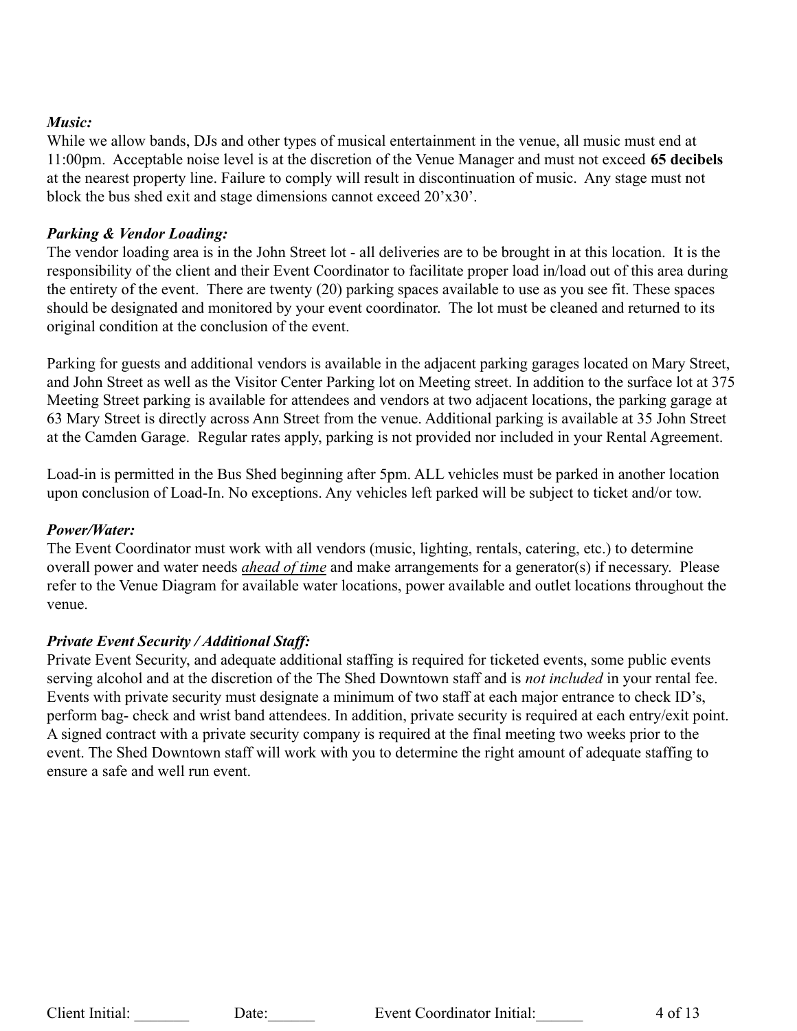***Music:***

While we allow bands, DJs and other types of musical entertainment in the venue, all music must end at 11:00pm. Acceptable noise level is at the discretion of the Venue Manager and must not exceed **65 decibels** at the nearest property line. Failure to comply will result in discontinuation of music. Any stage must not block the bus shed exit and stage dimensions cannot exceed 20'x30'.

***Parking & Vendor Loading:***

The vendor loading area is in the John Street lot - all deliveries are to be brought in at this location. It is the responsibility of the client and their Event Coordinator to facilitate proper load in/load out of this area during the entirety of the event. There are twenty (20) parking spaces available to use as you see fit. These spaces should be designated and monitored by your event coordinator. The lot must be cleaned and returned to its original condition at the conclusion of the event.

Parking for guests and additional vendors is available in the adjacent parking garages located on Mary Street, and John Street as well as the Visitor Center Parking lot on Meeting street. In addition to the surface lot at 375 Meeting Street parking is available for attendees and vendors at two adjacent locations, the parking garage at 63 Mary Street is directly across Ann Street from the venue. Additional parking is available at 35 John Street at the Camden Garage. Regular rates apply, parking is not provided nor included in your Rental Agreement.

Load-in is permitted in the Bus Shed beginning after 5pm. ALL vehicles must be parked in another location upon conclusion of Load-In. No exceptions. Any vehicles left parked will be subject to ticket and/or tow.

***Power/Water:***

The Event Coordinator must work with all vendors (music, lighting, rentals, catering, etc.) to determine overall power and water needs *ahead of time* and make arrangements for a generator(s) if necessary. Please refer to the Venue Diagram for available water locations, power available and outlet locations throughout the venue.

***Private Event Security / Additional Staff:***

Private Event Security, and adequate additional staffing is required for ticketed events, some public events serving alcohol and at the discretion of the The Shed Downtown staff and is *not included* in your rental fee. Events with private security must designate a minimum of two staff at each major entrance to check ID's, perform bag- check and wrist band attendees. In addition, private security is required at each entry/exit point. A signed contract with a private security company is required at the final meeting two weeks prior to the event. The Shed Downtown staff will work with you to determine the right amount of adequate staffing to ensure a safe and well run event.

Client Initial: _______ Date:______ Event Coordinator Initial:______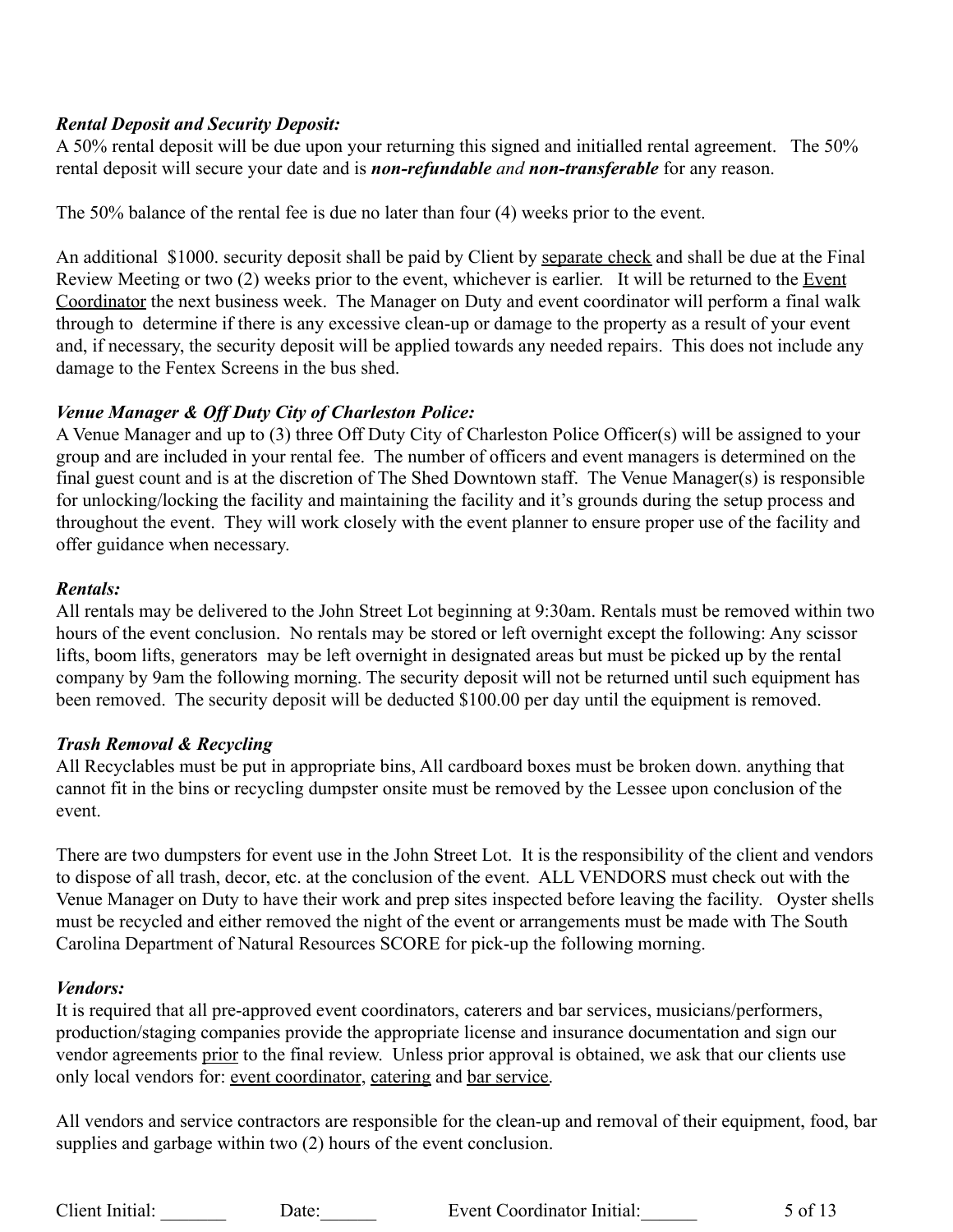### *Rental Deposit and Security Deposit:*

A 50% rental deposit will be due upon your returning this signed and initialled rental agreement. The 50% rental deposit will secure your date and is ***non-refundable*** *and* ***non-transferable*** for any reason.

The 50% balance of the rental fee is due no later than four (4) weeks prior to the event.

An additional $1000. security deposit shall be paid by Client by <u>separate check</u> and shall be due at the Final Review Meeting or two (2) weeks prior to the event, whichever is earlier. It will be returned to the <u>Event Coordinator</u> the next business week. The Manager on Duty and event coordinator will perform a final walk through to determine if there is any excessive clean-up or damage to the property as a result of your event and, if necessary, the security deposit will be applied towards any needed repairs. This does not include any damage to the Fentex Screens in the bus shed.

### *Venue Manager & Off Duty City of Charleston Police:*

A Venue Manager and up to (3) three Off Duty City of Charleston Police Officer(s) will be assigned to your group and are included in your rental fee. The number of officers and event managers is determined on the final guest count and is at the discretion of The Shed Downtown staff. The Venue Manager(s) is responsible for unlocking/locking the facility and maintaining the facility and it's grounds during the setup process and throughout the event. They will work closely with the event planner to ensure proper use of the facility and offer guidance when necessary.

### *Rentals:*

All rentals may be delivered to the John Street Lot beginning at 9:30am. Rentals must be removed within two hours of the event conclusion. No rentals may be stored or left overnight except the following: Any scissor lifts, boom lifts, generators may be left overnight in designated areas but must be picked up by the rental company by 9am the following morning. The security deposit will not be returned until such equipment has been removed. The security deposit will be deducted $100.00 per day until the equipment is removed.

### *Trash Removal & Recycling*

All Recyclables must be put in appropriate bins, All cardboard boxes must be broken down. anything that cannot fit in the bins or recycling dumpster onsite must be removed by the Lessee upon conclusion of the event.

There are two dumpsters for event use in the John Street Lot. It is the responsibility of the client and vendors to dispose of all trash, decor, etc. at the conclusion of the event. ALL VENDORS must check out with the Venue Manager on Duty to have their work and prep sites inspected before leaving the facility. Oyster shells must be recycled and either removed the night of the event or arrangements must be made with The South Carolina Department of Natural Resources SCORE for pick-up the following morning.

### *Vendors:*

It is required that all pre-approved event coordinators, caterers and bar services, musicians/performers, production/staging companies provide the appropriate license and insurance documentation and sign our vendor agreements <u>prior</u> to the final review. Unless prior approval is obtained, we ask that our clients use only local vendors for: <u>event coordinator</u>, <u>catering</u> and <u>bar service</u>.

All vendors and service contractors are responsible for the clean-up and removal of their equipment, food, bar supplies and garbage within two (2) hours of the event conclusion.

Client Initial: _______ Date:______ Event Coordinator Initial:______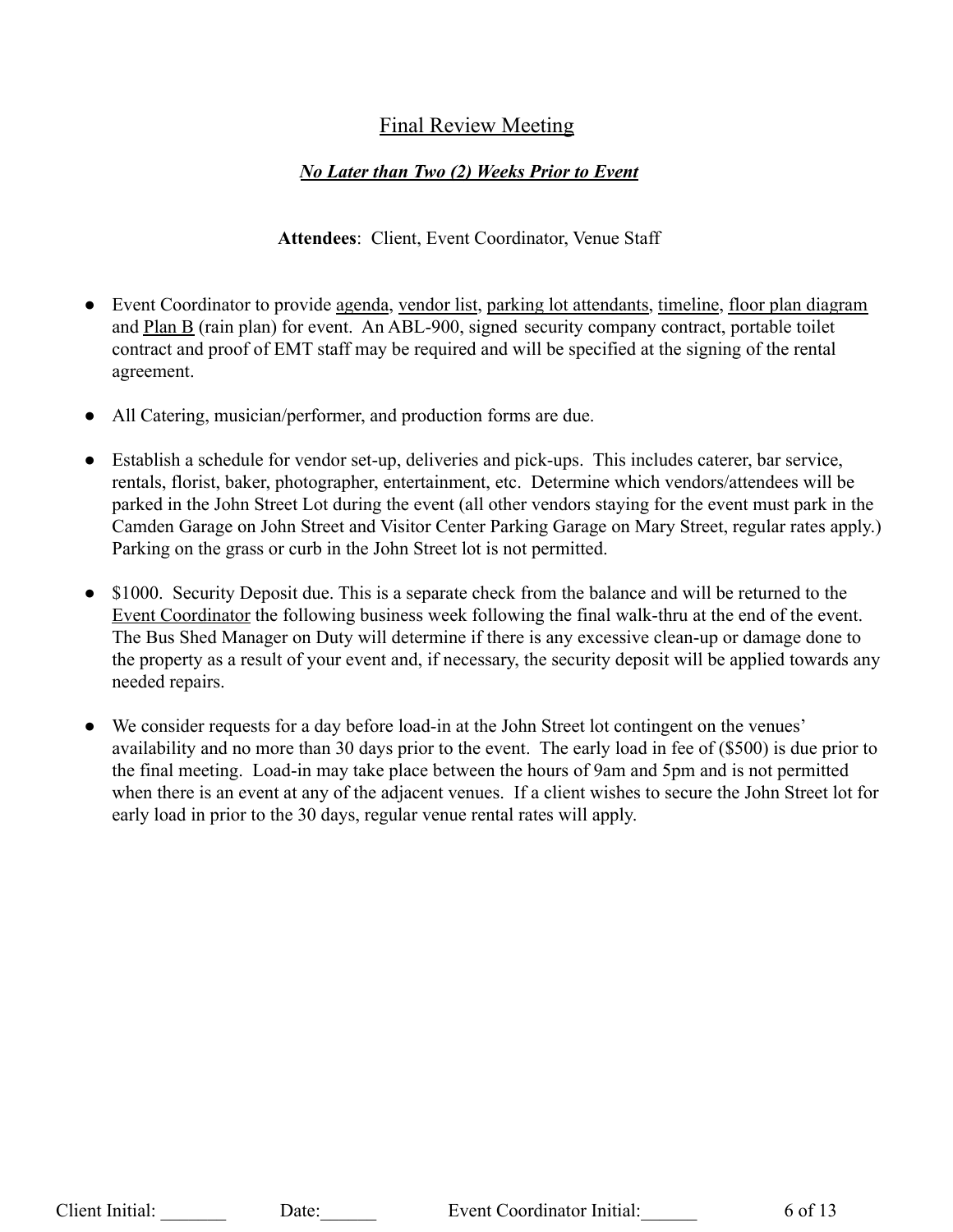## Final Review Meeting

***No Later than Two (2) Weeks Prior to Event***

**Attendees**: Client, Event Coordinator, Venue Staff

- Event Coordinator to provide agenda, vendor list, parking lot attendants, timeline, floor plan diagram and Plan B (rain plan) for event. An ABL-900, signed security company contract, portable toilet contract and proof of EMT staff may be required and will be specified at the signing of the rental agreement.
- All Catering, musician/performer, and production forms are due.
- Establish a schedule for vendor set-up, deliveries and pick-ups. This includes caterer, bar service, rentals, florist, baker, photographer, entertainment, etc. Determine which vendors/attendees will be parked in the John Street Lot during the event (all other vendors staying for the event must park in the Camden Garage on John Street and Visitor Center Parking Garage on Mary Street, regular rates apply.) Parking on the grass or curb in the John Street lot is not permitted.
- $1000. Security Deposit due. This is a separate check from the balance and will be returned to the Event Coordinator the following business week following the final walk-thru at the end of the event. The Bus Shed Manager on Duty will determine if there is any excessive clean-up or damage done to the property as a result of your event and, if necessary, the security deposit will be applied towards any needed repairs.
- We consider requests for a day before load-in at the John Street lot contingent on the venues' availability and no more than 30 days prior to the event. The early load in fee of ($500) is due prior to the final meeting. Load-in may take place between the hours of 9am and 5pm and is not permitted when there is an event at any of the adjacent venues. If a client wishes to secure the John Street lot for early load in prior to the 30 days, regular venue rental rates will apply.

Client Initial: _______ Date:______ Event Coordinator Initial:______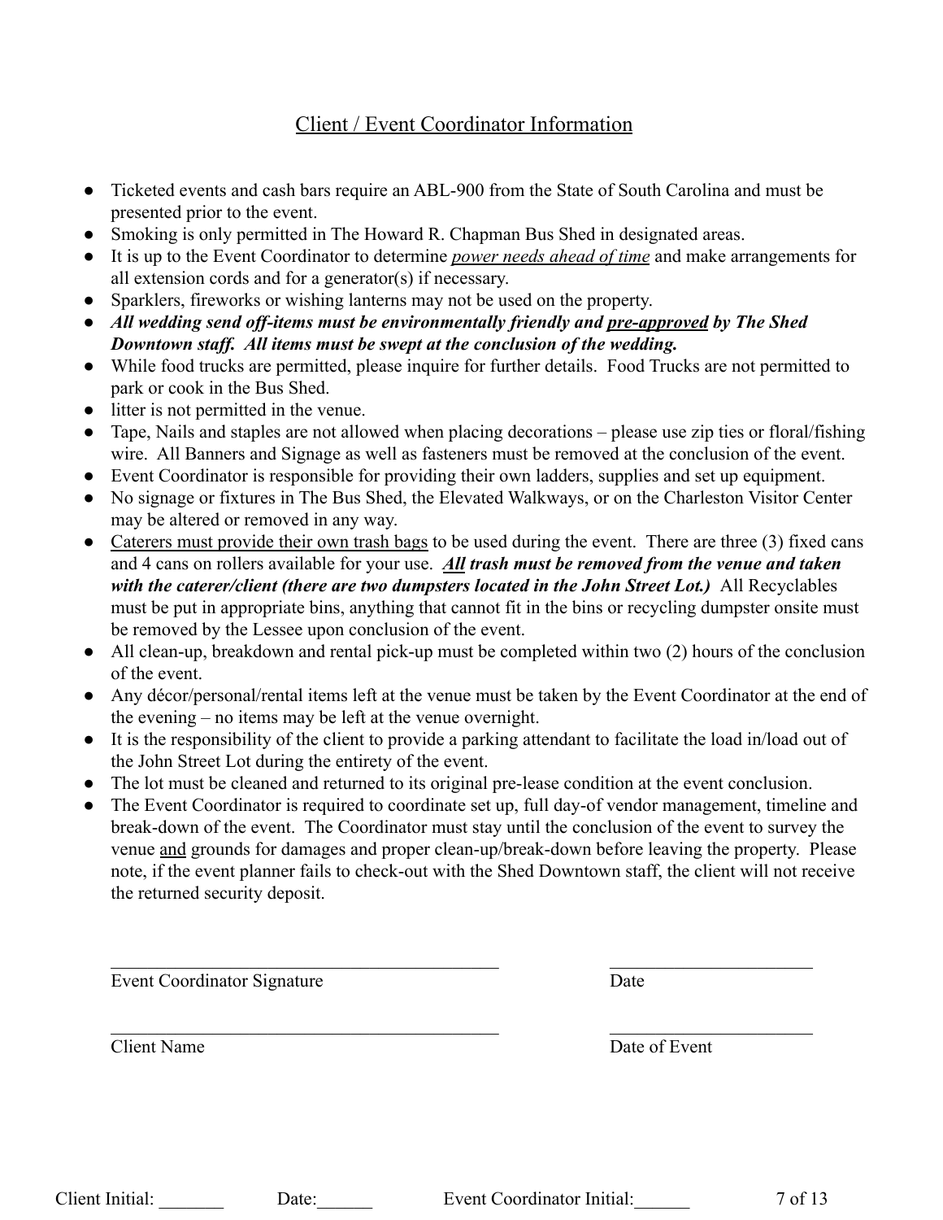## Client / Event Coordinator Information

- Ticketed events and cash bars require an ABL-900 from the State of South Carolina and must be presented prior to the event.
- Smoking is only permitted in The Howard R. Chapman Bus Shed in designated areas.
- It is up to the Event Coordinator to determine <u>*power needs ahead of time*</u> and make arrangements for all extension cords and for a generator(s) if necessary.
- Sparklers, fireworks or wishing lanterns may not be used on the property.
- ***All wedding send off-items must be environmentally friendly and <u>pre-approved</u> by The Shed Downtown staff. All items must be swept at the conclusion of the wedding.***
- While food trucks are permitted, please inquire for further details. Food Trucks are not permitted to park or cook in the Bus Shed.
- litter is not permitted in the venue.
- Tape, Nails and staples are not allowed when placing decorations – please use zip ties or floral/fishing wire. All Banners and Signage as well as fasteners must be removed at the conclusion of the event.
- Event Coordinator is responsible for providing their own ladders, supplies and set up equipment.
- No signage or fixtures in The Bus Shed, the Elevated Walkways, or on the Charleston Visitor Center may be altered or removed in any way.
- <u>Caterers must provide their own trash bags</u> to be used during the event. There are three (3) fixed cans and 4 cans on rollers available for your use. ***<u>All</u> trash must be removed from the venue and taken with the caterer/client (there are two dumpsters located in the John Street Lot.)*** All Recyclables must be put in appropriate bins, anything that cannot fit in the bins or recycling dumpster onsite must be removed by the Lessee upon conclusion of the event.
- All clean-up, breakdown and rental pick-up must be completed within two (2) hours of the conclusion of the event.
- Any décor/personal/rental items left at the venue must be taken by the Event Coordinator at the end of the evening – no items may be left at the venue overnight.
- It is the responsibility of the client to provide a parking attendant to facilitate the load in/load out of the John Street Lot during the entirety of the event.
- The lot must be cleaned and returned to its original pre-lease condition at the event conclusion.
- The Event Coordinator is required to coordinate set up, full day-of vendor management, timeline and break-down of the event. The Coordinator must stay until the conclusion of the event to survey the venue <u>and</u> grounds for damages and proper clean-up/break-down before leaving the property. Please note, if the event planner fails to check-out with the Shed Downtown staff, the client will not receive the returned security deposit.

\_\_\_\_\_\_\_\_\_\_\_\_\_\_\_\_\_\_\_\_\_\_\_\_\_\_\_\_\_\_\_\_\_\_\_\_\_\_\_\_\_ \_\_\_\_\_\_\_\_\_\_\_\_\_\_\_\_\_\_\_\_\_\_

Event Coordinator Signature Date

\_\_\_\_\_\_\_\_\_\_\_\_\_\_\_\_\_\_\_\_\_\_\_\_\_\_\_\_\_\_\_\_\_\_\_\_\_\_\_\_\_ \_\_\_\_\_\_\_\_\_\_\_\_\_\_\_\_\_\_\_\_\_\_

Client Name Date of Event

Client Initial: \_\_\_\_\_\_\_ Date:\_\_\_\_\_\_ Event Coordinator Initial:\_\_\_\_\_\_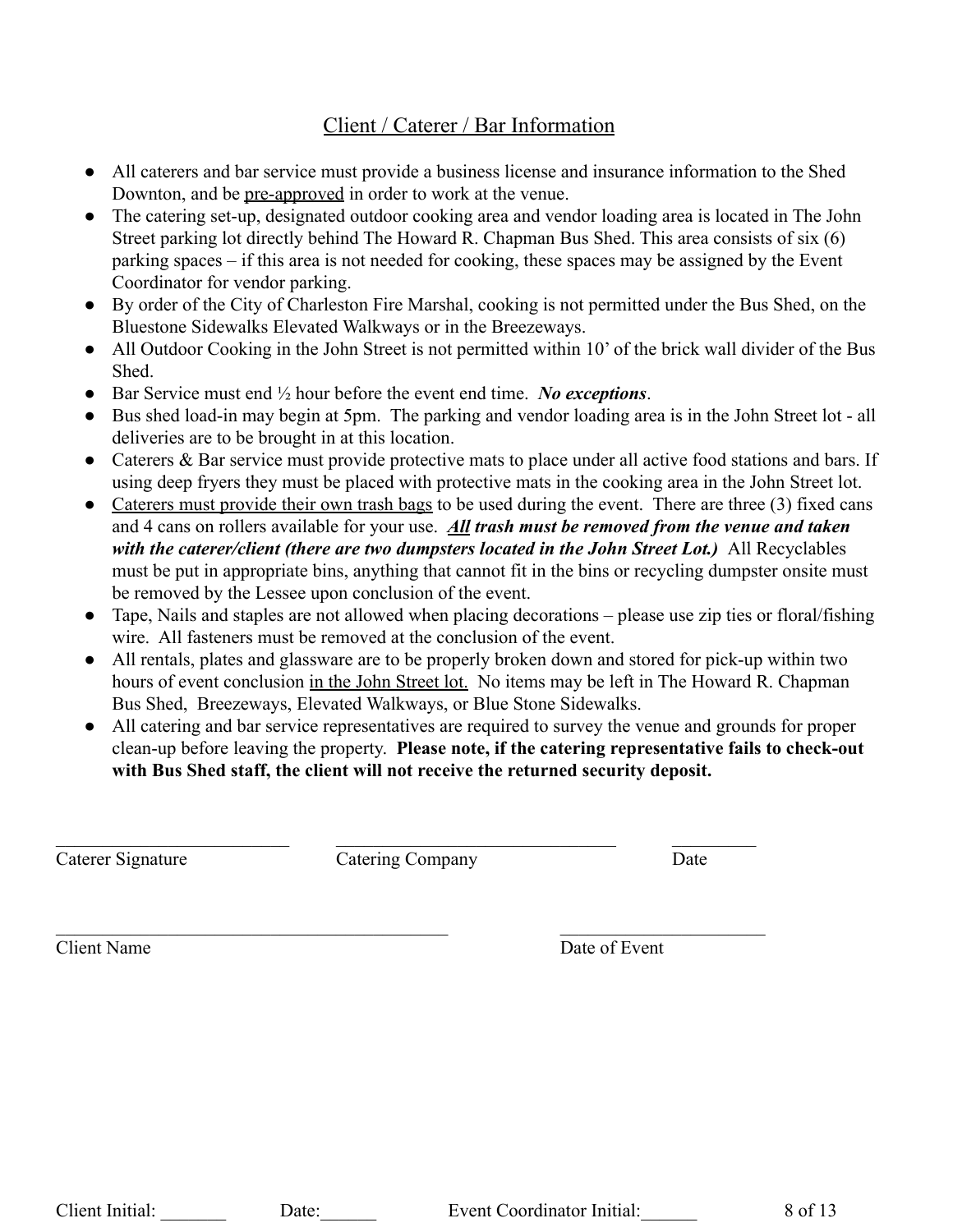## Client / Caterer / Bar Information

- All caterers and bar service must provide a business license and insurance information to the Shed Downton, and be pre-approved in order to work at the venue.
- The catering set-up, designated outdoor cooking area and vendor loading area is located in The John Street parking lot directly behind The Howard R. Chapman Bus Shed. This area consists of six (6) parking spaces – if this area is not needed for cooking, these spaces may be assigned by the Event Coordinator for vendor parking.
- By order of the City of Charleston Fire Marshal, cooking is not permitted under the Bus Shed, on the Bluestone Sidewalks Elevated Walkways or in the Breezeways.
- All Outdoor Cooking in the John Street is not permitted within 10' of the brick wall divider of the Bus Shed.
- Bar Service must end ½ hour before the event end time. ***No exceptions***.
- Bus shed load-in may begin at 5pm. The parking and vendor loading area is in the John Street lot - all deliveries are to be brought in at this location.
- Caterers & Bar service must provide protective mats to place under all active food stations and bars. If using deep fryers they must be placed with protective mats in the cooking area in the John Street lot.
- Caterers must provide their own trash bags to be used during the event. There are three (3) fixed cans and 4 cans on rollers available for your use. ***All trash must be removed from the venue and taken with the caterer/client (there are two dumpsters located in the John Street Lot.)*** All Recyclables must be put in appropriate bins, anything that cannot fit in the bins or recycling dumpster onsite must be removed by the Lessee upon conclusion of the event.
- Tape, Nails and staples are not allowed when placing decorations – please use zip ties or floral/fishing wire. All fasteners must be removed at the conclusion of the event.
- All rentals, plates and glassware are to be properly broken down and stored for pick-up within two hours of event conclusion in the John Street lot. No items may be left in The Howard R. Chapman Bus Shed, Breezeways, Elevated Walkways, or Blue Stone Sidewalks.
- All catering and bar service representatives are required to survey the venue and grounds for proper clean-up before leaving the property. **Please note, if the catering representative fails to check-out with Bus Shed staff, the client will not receive the returned security deposit.**

\_\_\_\_\_\_\_\_\_\_\_\_\_\_\_\_\_\_\_\_\_\_\_\_\_\_ \_\_\_\_\_\_\_\_\_\_\_\_\_\_\_\_\_\_\_\_\_\_\_\_\_\_\_\_\_\_\_\_ \_\_\_\_\_\_\_\_\_
Caterer Signature Catering Company Date

\_\_\_\_\_\_\_\_\_\_\_\_\_\_\_\_\_\_\_\_\_\_\_\_\_\_\_\_\_\_\_\_\_\_\_\_\_\_\_\_\_\_\_\_ \_\_\_\_\_\_\_\_\_\_\_\_\_\_\_\_\_\_\_\_\_\_\_
Client Name Date of Event

Client Initial: \_\_\_\_\_\_\_ Date:\_\_\_\_\_\_ Event Coordinator Initial:\_\_\_\_\_\_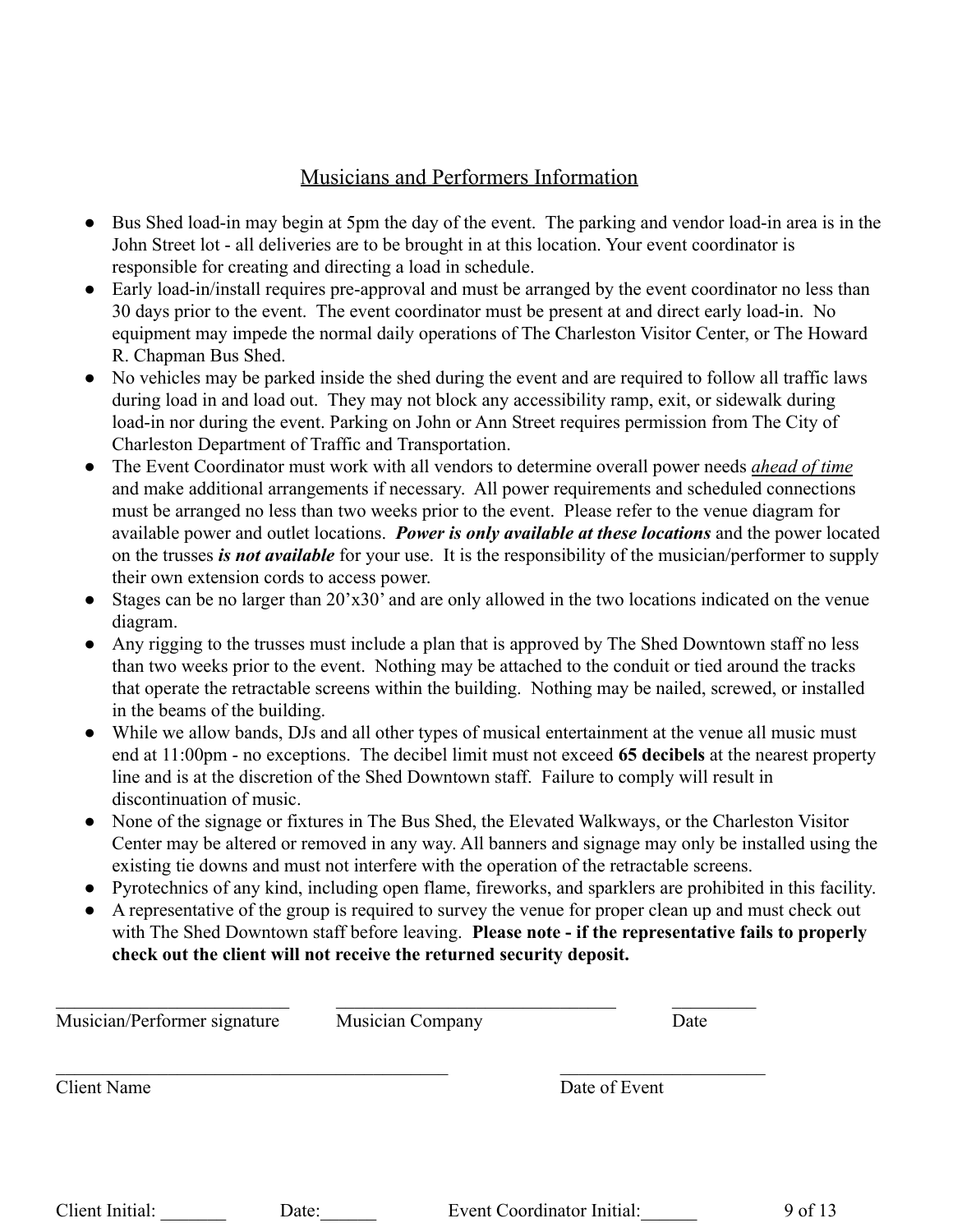## Musicians and Performers Information

- Bus Shed load-in may begin at 5pm the day of the event. The parking and vendor load-in area is in the John Street lot - all deliveries are to be brought in at this location. Your event coordinator is responsible for creating and directing a load in schedule.
- Early load-in/install requires pre-approval and must be arranged by the event coordinator no less than 30 days prior to the event. The event coordinator must be present at and direct early load-in. No equipment may impede the normal daily operations of The Charleston Visitor Center, or The Howard R. Chapman Bus Shed.
- No vehicles may be parked inside the shed during the event and are required to follow all traffic laws during load in and load out. They may not block any accessibility ramp, exit, or sidewalk during load-in nor during the event. Parking on John or Ann Street requires permission from The City of Charleston Department of Traffic and Transportation.
- The Event Coordinator must work with all vendors to determine overall power needs <u>*ahead of time*</u> and make additional arrangements if necessary. All power requirements and scheduled connections must be arranged no less than two weeks prior to the event. Please refer to the venue diagram for available power and outlet locations. ***Power is only available at these locations*** and the power located on the trusses ***is not available*** for your use. It is the responsibility of the musician/performer to supply their own extension cords to access power.
- Stages can be no larger than 20'x30' and are only allowed in the two locations indicated on the venue diagram.
- Any rigging to the trusses must include a plan that is approved by The Shed Downtown staff no less than two weeks prior to the event. Nothing may be attached to the conduit or tied around the tracks that operate the retractable screens within the building. Nothing may be nailed, screwed, or installed in the beams of the building.
- While we allow bands, DJs and all other types of musical entertainment at the venue all music must end at 11:00pm - no exceptions. The decibel limit must not exceed **65 decibels** at the nearest property line and is at the discretion of the Shed Downtown staff. Failure to comply will result in discontinuation of music.
- None of the signage or fixtures in The Bus Shed, the Elevated Walkways, or the Charleston Visitor Center may be altered or removed in any way. All banners and signage may only be installed using the existing tie downs and must not interfere with the operation of the retractable screens.
- Pyrotechnics of any kind, including open flame, fireworks, and sparklers are prohibited in this facility.
- A representative of the group is required to survey the venue for proper clean up and must check out with The Shed Downtown staff before leaving. **Please note - if the representative fails to properly check out the client will not receive the returned security deposit.**

\_\_\_\_\_\_\_\_\_\_\_\_\_\_\_\_\_\_\_\_\_\_\_\_\_\_ \_\_\_\_\_\_\_\_\_\_\_\_\_\_\_\_\_\_\_\_\_\_\_\_\_\_\_\_\_\_ \_\_\_\_\_\_\_\_\_
Musician/Performer signature     Musician Company     Date

\_\_\_\_\_\_\_\_\_\_\_\_\_\_\_\_\_\_\_\_\_\_\_\_\_\_\_\_\_\_\_\_\_\_\_\_\_\_\_\_\_\_ \_\_\_\_\_\_\_\_\_\_\_\_\_\_\_\_\_\_\_\_\_\_
Client Name     Date of Event

Client Initial: \_\_\_\_\_\_\_  Date:\_\_\_\_\_\_  Event Coordinator Initial:\_\_\_\_\_\_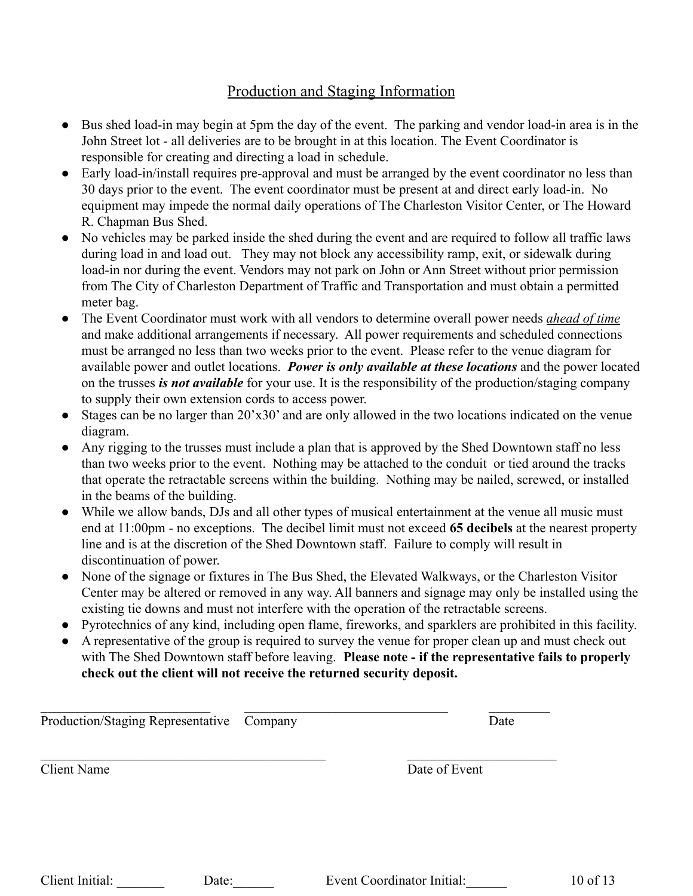## Production and Staging Information

- Bus shed load-in may begin at 5pm the day of the event. The parking and vendor load-in area is in the John Street lot - all deliveries are to be brought in at this location. The Event Coordinator is responsible for creating and directing a load in schedule.
- Early load-in/install requires pre-approval and must be arranged by the event coordinator no less than 30 days prior to the event. The event coordinator must be present at and direct early load-in. No equipment may impede the normal daily operations of The Charleston Visitor Center, or The Howard R. Chapman Bus Shed.
- No vehicles may be parked inside the shed during the event and are required to follow all traffic laws during load in and load out. They may not block any accessibility ramp, exit, or sidewalk during load-in nor during the event. Vendors may not park on John or Ann Street without prior permission from The City of Charleston Department of Traffic and Transportation and must obtain a permitted meter bag.
- The Event Coordinator must work with all vendors to determine overall power needs *ahead of time* and make additional arrangements if necessary. All power requirements and scheduled connections must be arranged no less than two weeks prior to the event. Please refer to the venue diagram for available power and outlet locations. ***Power is only available at these locations*** and the power located on the trusses ***is not available*** for your use. It is the responsibility of the production/staging company to supply their own extension cords to access power.
- Stages can be no larger than 20'x30' and are only allowed in the two locations indicated on the venue diagram.
- Any rigging to the trusses must include a plan that is approved by the Shed Downtown staff no less than two weeks prior to the event. Nothing may be attached to the conduit or tied around the tracks that operate the retractable screens within the building. Nothing may be nailed, screwed, or installed in the beams of the building.
- While we allow bands, DJs and all other types of musical entertainment at the venue all music must end at 11:00pm - no exceptions. The decibel limit must not exceed **65 decibels** at the nearest property line and is at the discretion of the Shed Downtown staff. Failure to comply will result in discontinuation of power.
- None of the signage or fixtures in The Bus Shed, the Elevated Walkways, or the Charleston Visitor Center may be altered or removed in any way. All banners and signage may only be installed using the existing tie downs and must not interfere with the operation of the retractable screens.
- Pyrotechnics of any kind, including open flame, fireworks, and sparklers are prohibited in this facility.
- A representative of the group is required to survey the venue for proper clean up and must check out with The Shed Downtown staff before leaving. **Please note - if the representative fails to properly check out the client will not receive the returned security deposit.**

\_\_\_\_\_\_\_\_\_\_\_\_\_\_\_\_\_\_\_\_\_\_\_\_\_\_ \_\_\_\_\_\_\_\_\_\_\_\_\_\_\_\_\_\_\_\_\_\_\_\_\_\_\_\_\_\_\_ \_\_\_\_\_\_\_\_\_
Production/Staging Representative Company Date

\_\_\_\_\_\_\_\_\_\_\_\_\_\_\_\_\_\_\_\_\_\_\_\_\_\_\_\_\_\_\_\_\_\_\_\_\_\_\_\_\_\_ \_\_\_\_\_\_\_\_\_\_\_\_\_\_\_\_\_\_\_\_\_\_
Client Name Date of Event

Client Initial: \_\_\_\_\_\_\_ Date:\_\_\_\_\_\_ Event Coordinator Initial:\_\_\_\_\_\_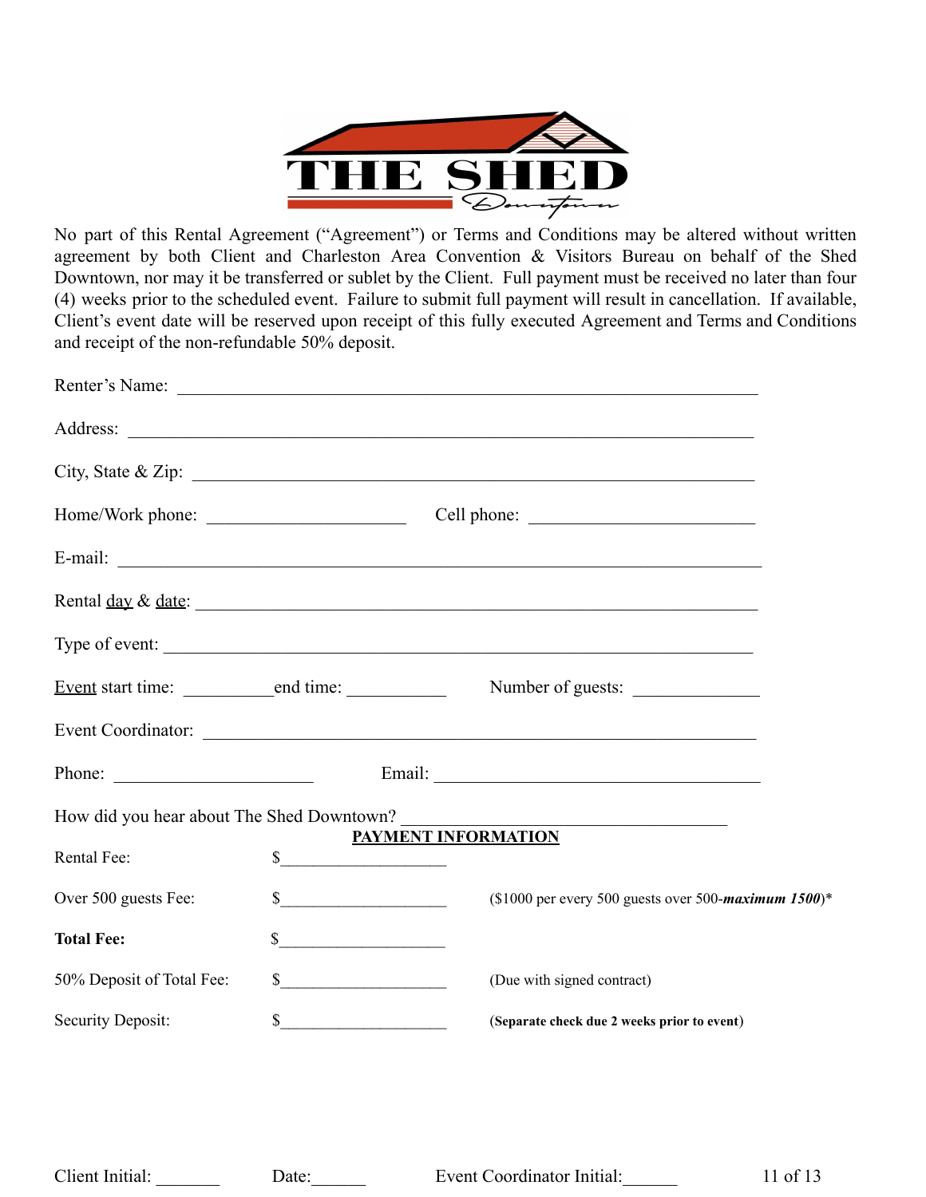THE SHED

Downtown

No part of this Rental Agreement ("Agreement") or Terms and Conditions may be altered without written agreement by both Client and Charleston Area Convention & Visitors Bureau on behalf of the Shed Downtown, nor may it be transferred or sublet by the Client. Full payment must be received no later than four (4) weeks prior to the scheduled event. Failure to submit full payment will result in cancellation. If available, Client's event date will be reserved upon receipt of this fully executed Agreement and Terms and Conditions and receipt of the non-refundable 50% deposit.

Renter's Name: ____________________________________________________________

Address: ____________________________________________________________

City, State & Zip: ____________________________________________________________

Home/Work phone: ______________________ Cell phone: ________________________

E-mail: ____________________________________________________________

Rental day & date: ____________________________________________________________

Type of event: ____________________________________________________________

Event start time: __________ end time: ___________ Number of guests: ______________

Event Coordinator: ____________________________________________________________

Phone: ______________________ Email: ____________________________________

How did you hear about The Shed Downtown? ____________________________________

## PAYMENT INFORMATION

| | | |
|---|---|---|
| Rental Fee: | $____________________ | |
| Over 500 guests Fee: | $____________________ | ($1000 per every 500 guests over 500-***maximum 1500***)* |
| **Total Fee:** | $____________________ | |
| 50% Deposit of Total Fee: | $____________________ | (Due with signed contract) |
| Security Deposit: | $____________________ | (**Separate check due 2 weeks prior to event**) |

Client Initial: _______ Date:______ Event Coordinator Initial:______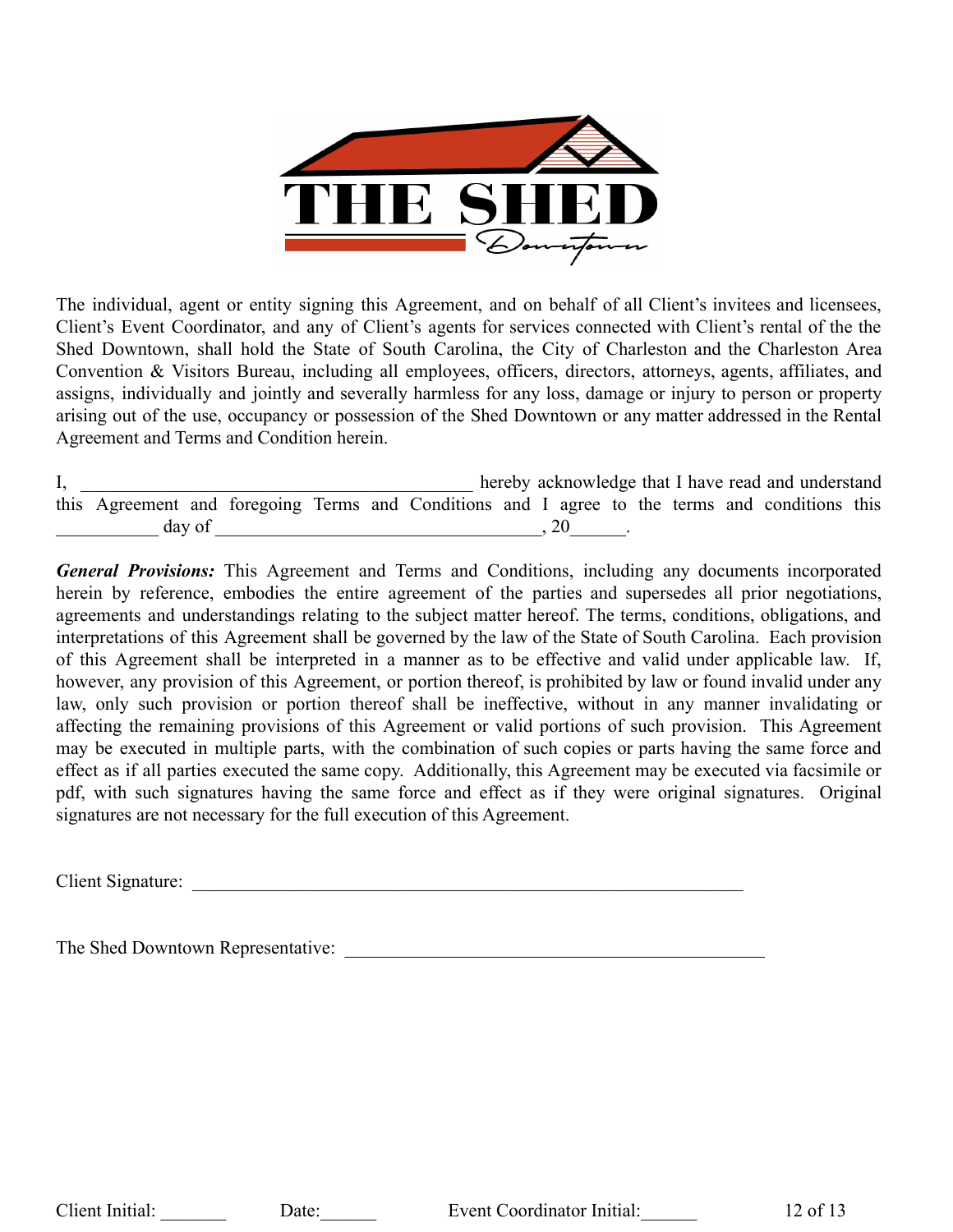The individual, agent or entity signing this Agreement, and on behalf of all Client's invitees and licensees, Client's Event Coordinator, and any of Client's agents for services connected with Client's rental of the the Shed Downtown, shall hold the State of South Carolina, the City of Charleston and the Charleston Area Convention & Visitors Bureau, including all employees, officers, directors, attorneys, agents, affiliates, and assigns, individually and jointly and severally harmless for any loss, damage or injury to person or property arising out of the use, occupancy or possession of the Shed Downtown or any matter addressed in the Rental Agreement and Terms and Condition herein.

I, ___________________________________________ hereby acknowledge that I have read and understand this Agreement and foregoing Terms and Conditions and I agree to the terms and conditions this ___________ day of ___________________________________, 20______.

***General Provisions:*** This Agreement and Terms and Conditions, including any documents incorporated herein by reference, embodies the entire agreement of the parties and supersedes all prior negotiations, agreements and understandings relating to the subject matter hereof. The terms, conditions, obligations, and interpretations of this Agreement shall be governed by the law of the State of South Carolina. Each provision of this Agreement shall be interpreted in a manner as to be effective and valid under applicable law. If, however, any provision of this Agreement, or portion thereof, is prohibited by law or found invalid under any law, only such provision or portion thereof shall be ineffective, without in any manner invalidating or affecting the remaining provisions of this Agreement or valid portions of such provision. This Agreement may be executed in multiple parts, with the combination of such copies or parts having the same force and effect as if all parties executed the same copy. Additionally, this Agreement may be executed via facsimile or pdf, with such signatures having the same force and effect as if they were original signatures. Original signatures are not necessary for the full execution of this Agreement.

Client Signature: ____________________________________________________________

The Shed Downtown Representative: _______________________________________________

Client Initial: _______ Date:______ Event Coordinator Initial:______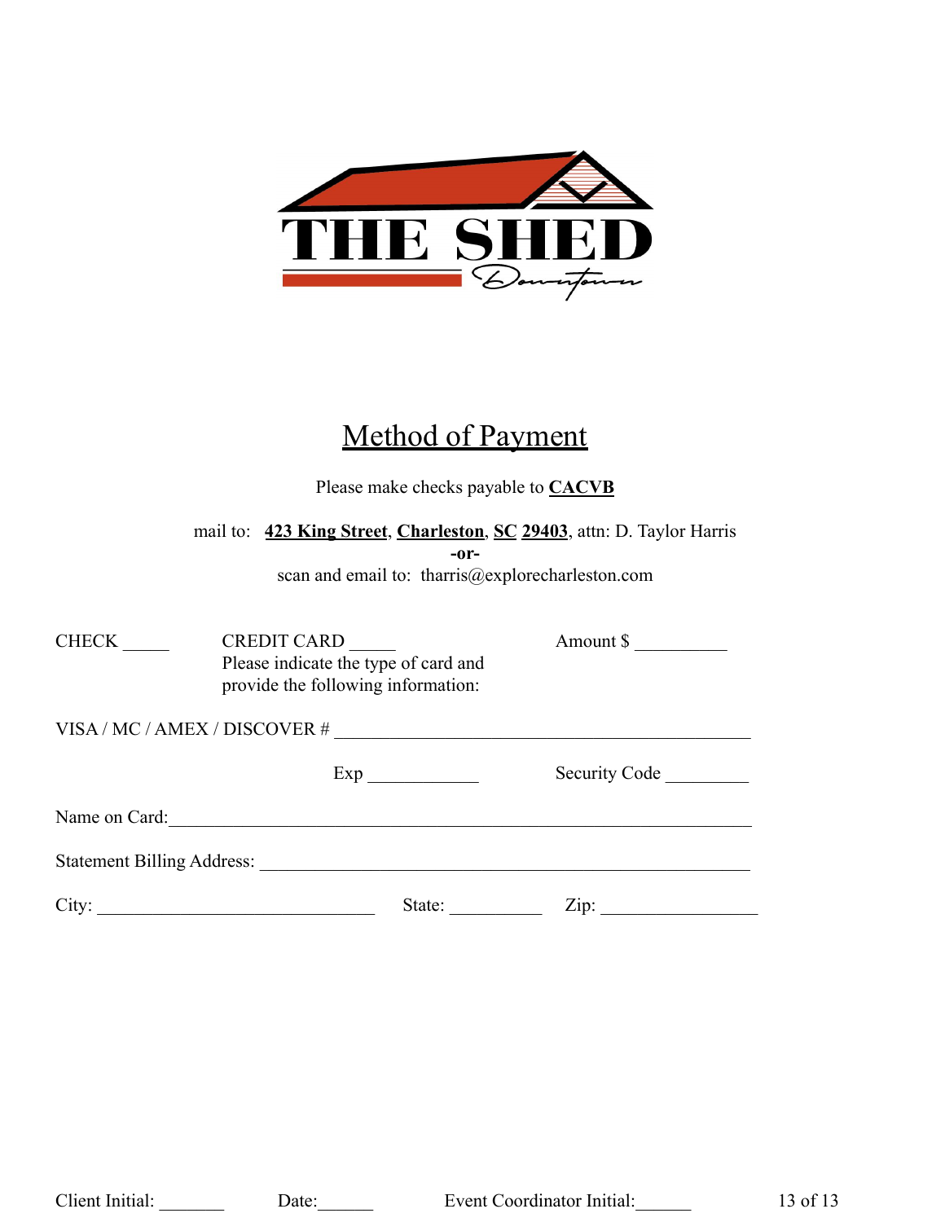# THE SHED

Downtown

## Method of Payment

Please make checks payable to **CACVB**

mail to: **423 King Street**, **Charleston**, **SC** **29403**, attn: D. Taylor Harris

**-or-**

scan and email to: tharris@explorecharleston.com

CHECK _____ CREDIT CARD _____ Amount $ __________

Please indicate the type of card and provide the following information:

VISA / MC / AMEX / DISCOVER # _____________________________________________

Exp ____________ Security Code _________

Name on Card:_______________________________________________________________

Statement Billing Address: ______________________________________________________

City: ______________________________ State: __________ Zip: ________________

Client Initial: _______ Date:______ Event Coordinator Initial:______